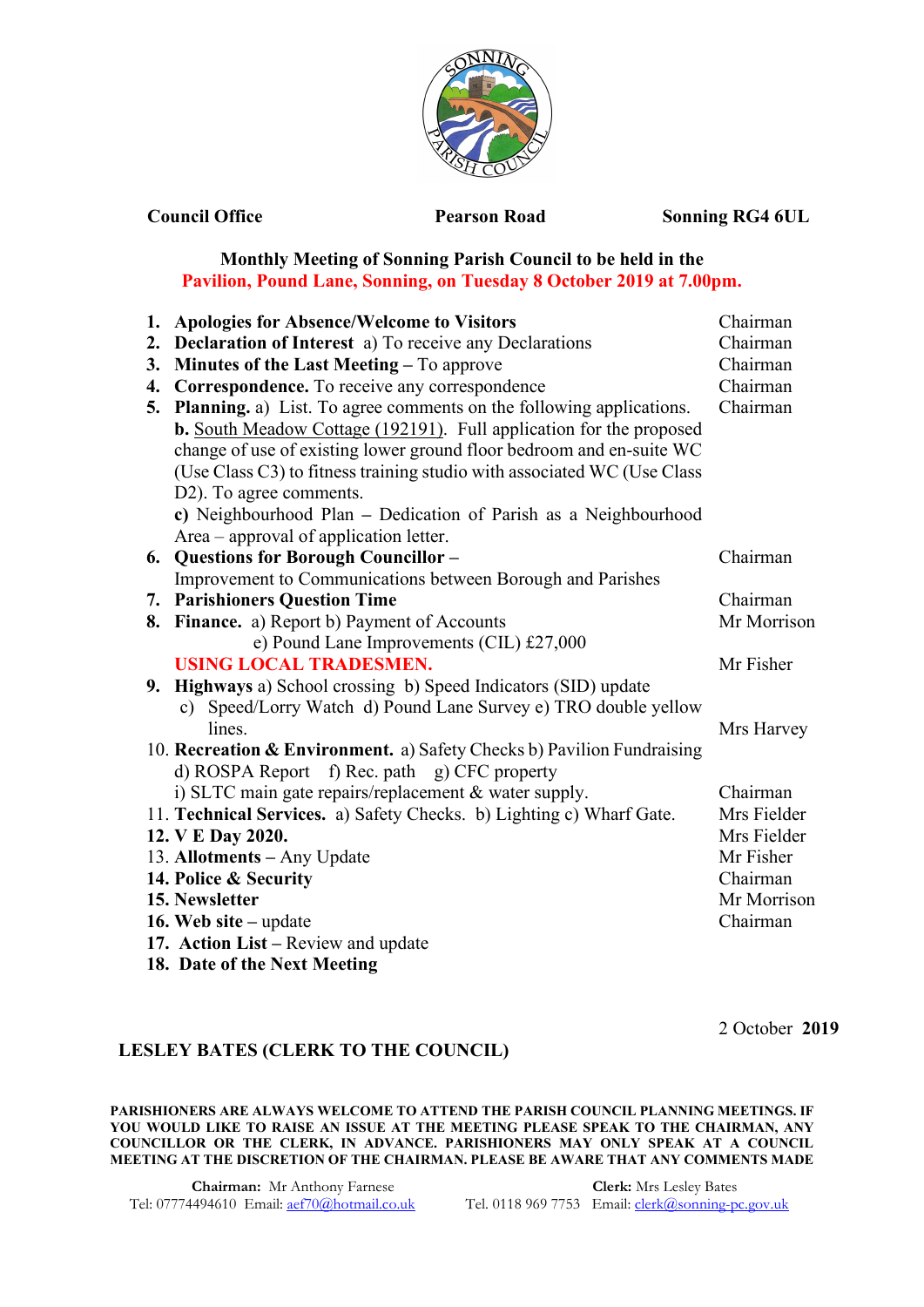**Council Office** **Pearson Road** **Sonning RG4 6UL**

**Monthly Meeting of Sonning Parish Council to be held in the Pavilion, Pound Lane, Sonning, on Tuesday 8 October 2019 at 7.00pm.**

| | | |
|---|---|---|
| 1. | **Apologies for Absence/Welcome to Visitors** | Chairman |
| 2. | **Declaration of Interest** a) To receive any Declarations | Chairman |
| 3. | **Minutes of the Last Meeting** – To approve | Chairman |
| 4. | **Correspondence.** To receive any correspondence | Chairman |
| 5. | **Planning.** a) List. To agree comments on the following applications. **b.** South Meadow Cottage (192191). Full application for the proposed change of use of existing lower ground floor bedroom and en-suite WC (Use Class C3) to fitness training studio with associated WC (Use Class D2). To agree comments. **c)** Neighbourhood Plan – Dedication of Parish as a Neighbourhood Area – approval of application letter. | Chairman |
| 6. | **Questions for Borough Councillor –** Improvement to Communications between Borough and Parishes | Chairman |
| 7. | **Parishioners Question Time** | Chairman |
| 8. | **Finance.** a) Report b) Payment of Accounts e) Pound Lane Improvements (CIL) £27,000 | Mr Morrison |
| | **USING LOCAL TRADESMEN.** | Mr Fisher |
| 9. | **Highways** a) School crossing b) Speed Indicators (SID) update c) Speed/Lorry Watch d) Pound Lane Survey e) TRO double yellow lines. | Mrs Harvey |
| 10. | **Recreation & Environment.** a) Safety Checks b) Pavilion Fundraising d) ROSPA Report f) Rec. path g) CFC property i) SLTC main gate repairs/replacement & water supply. | Chairman |
| 11. | **Technical Services.** a) Safety Checks. b) Lighting c) Wharf Gate. | Mrs Fielder |
| 12. | **V E Day 2020.** | Mrs Fielder |
| 13. | **Allotments** – Any Update | Mr Fisher |
| 14. | **Police & Security** | Chairman |
| 15. | **Newsletter** | Mr Morrison |
| 16. | **Web site** – update | Chairman |
| 17. | **Action List** – Review and update | |
| 18. | **Date of the Next Meeting** | |

2 October **2019**

**LESLEY BATES (CLERK TO THE COUNCIL)**

**PARISHIONERS ARE ALWAYS WELCOME TO ATTEND THE PARISH COUNCIL PLANNING MEETINGS. IF YOU WOULD LIKE TO RAISE AN ISSUE AT THE MEETING PLEASE SPEAK TO THE CHAIRMAN, ANY COUNCILLOR OR THE CLERK, IN ADVANCE. PARISHIONERS MAY ONLY SPEAK AT A COUNCIL MEETING AT THE DISCRETION OF THE CHAIRMAN. PLEASE BE AWARE THAT ANY COMMENTS MADE**

**Chairman:** Mr Anthony Farnese
Tel: 07774494610 Email: aef70@hotmail.co.uk

**Clerk:** Mrs Lesley Bates
Tel. 0118 969 7753 Email: clerk@sonning-pc.gov.uk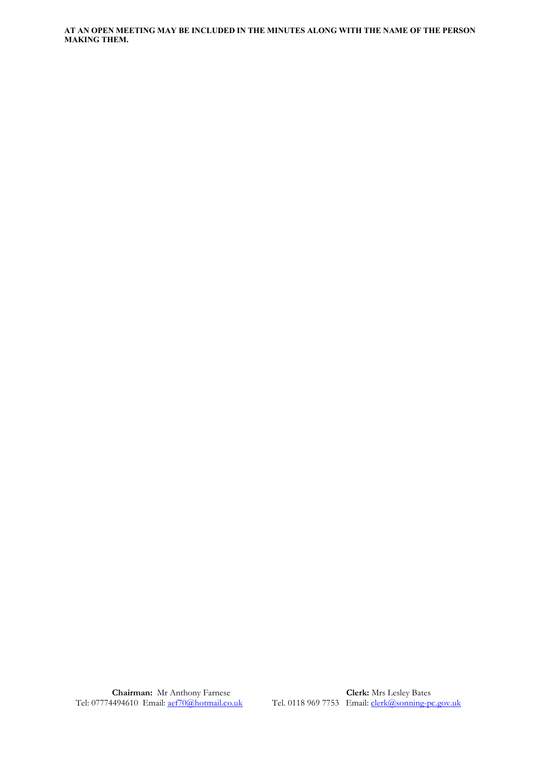**AT AN OPEN MEETING MAY BE INCLUDED IN THE MINUTES ALONG WITH THE NAME OF THE PERSON MAKING THEM.**

**Chairman:** Mr Anthony Farnese
Tel: 07774494610 Email: aef70@hotmail.co.uk

**Clerk:** Mrs Lesley Bates
Tel. 0118 969 7753 Email: clerk@sonning-pc.gov.uk